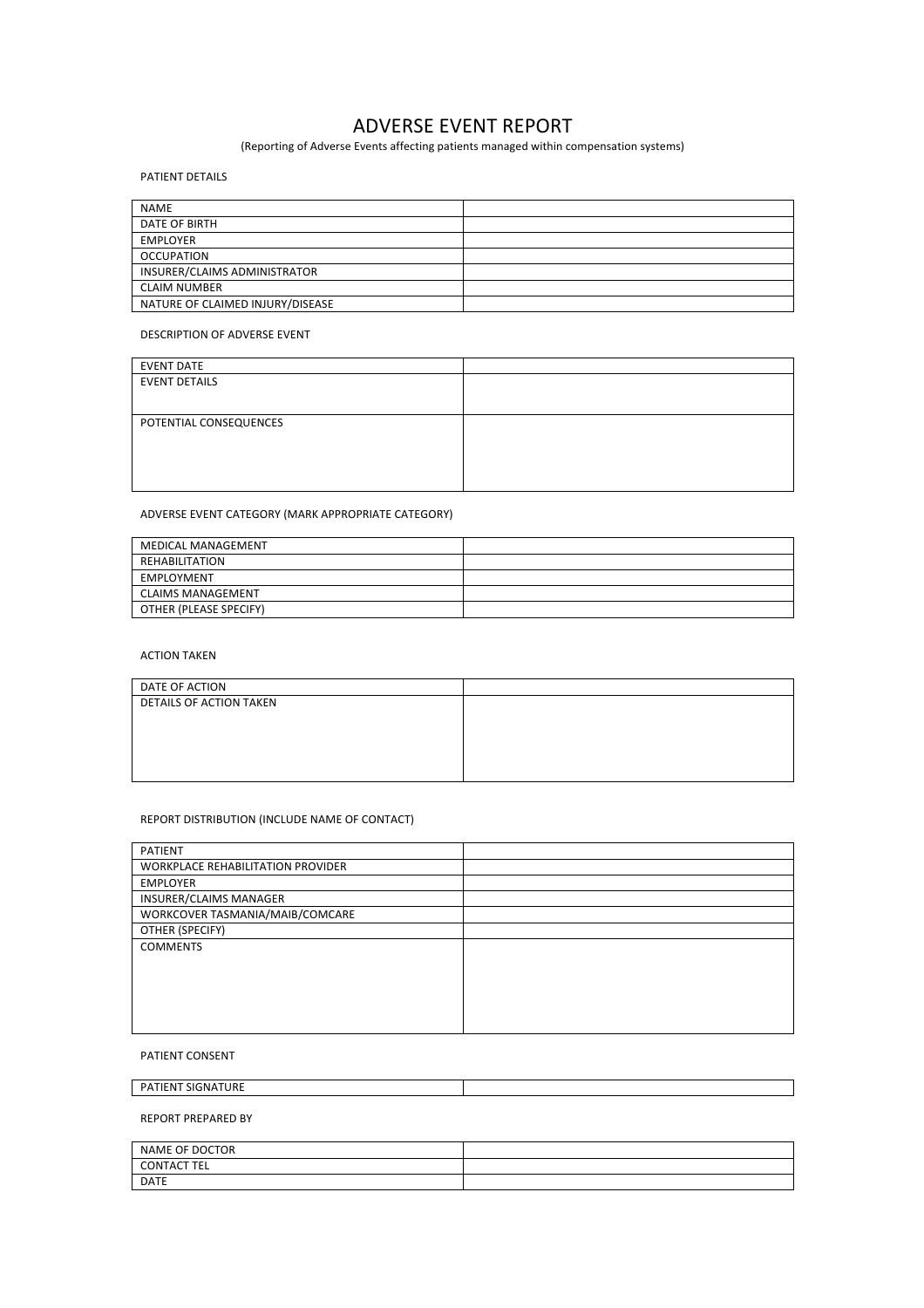# ADVERSE EVENT REPORT

(Reporting of Adverse Events affecting patients managed within compensation systems)

PATIENT DETAILS

| | |
|---|---|
| NAME | |
| DATE OF BIRTH | |
| EMPLOYER | |
| OCCUPATION | |
| INSURER/CLAIMS ADMINISTRATOR | |
| CLAIM NUMBER | |
| NATURE OF CLAIMED INJURY/DISEASE | |

DESCRIPTION OF ADVERSE EVENT

| | |
|---|---|
| EVENT DATE | |
| EVENT DETAILS | |
| POTENTIAL CONSEQUENCES | |

ADVERSE EVENT CATEGORY (MARK APPROPRIATE CATEGORY)

| | |
|---|---|
| MEDICAL MANAGEMENT | |
| REHABILITATION | |
| EMPLOYMENT | |
| CLAIMS MANAGEMENT | |
| OTHER (PLEASE SPECIFY) | |

ACTION TAKEN

| | |
|---|---|
| DATE OF ACTION | |
| DETAILS OF ACTION TAKEN | |

REPORT DISTRIBUTION (INCLUDE NAME OF CONTACT)

| | |
|---|---|
| PATIENT | |
| WORKPLACE REHABILITATION PROVIDER | |
| EMPLOYER | |
| INSURER/CLAIMS MANAGER | |
| WORKCOVER TASMANIA/MAIB/COMCARE | |
| OTHER (SPECIFY) | |
| COMMENTS | |

PATIENT CONSENT

| | |
|---|---|
| PATIENT SIGNATURE | |

REPORT PREPARED BY

| | |
|---|---|
| NAME OF DOCTOR | |
| CONTACT TEL | |
| DATE | |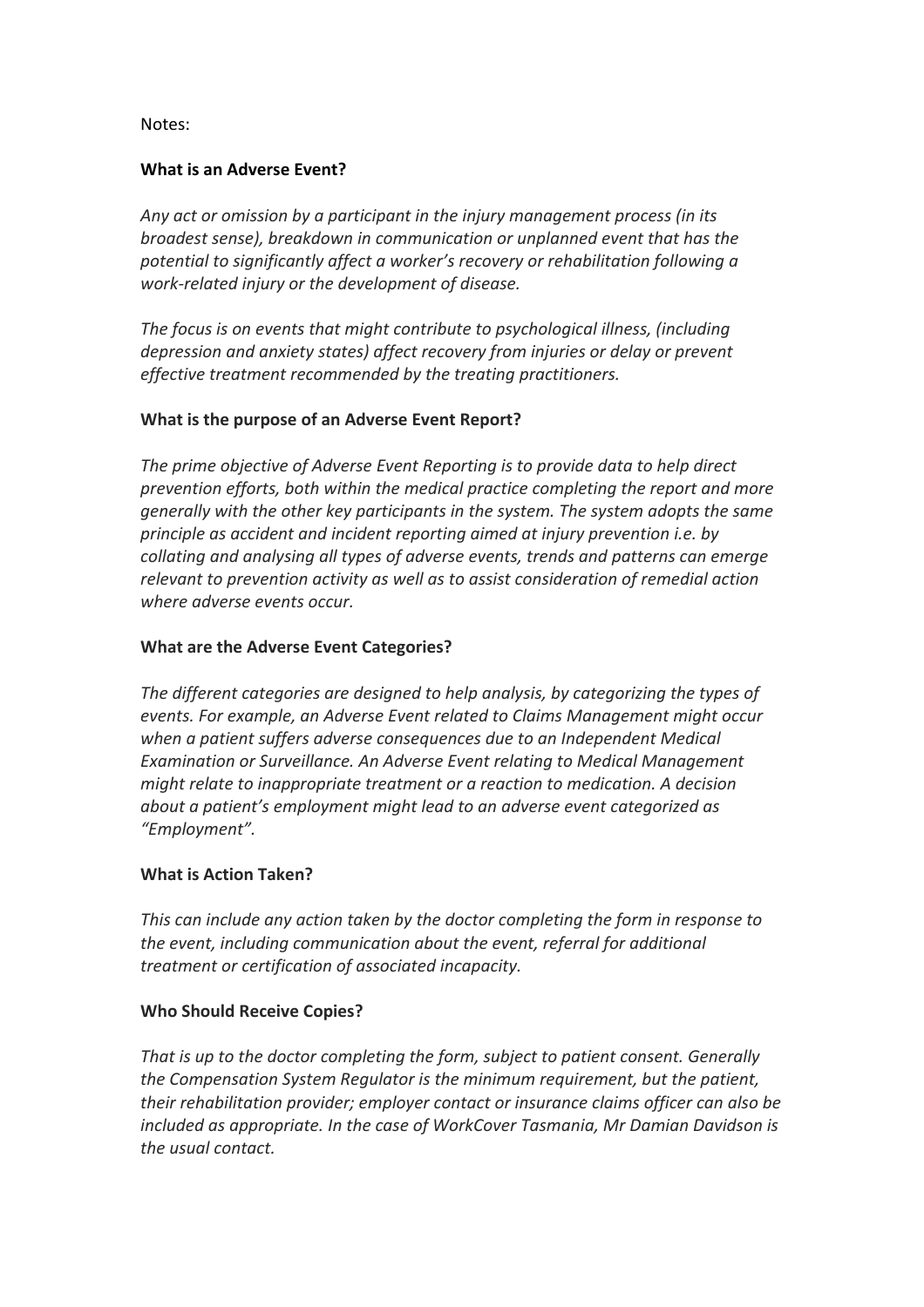Notes:

**What is an Adverse Event?**

*Any act or omission by a participant in the injury management process (in its broadest sense), breakdown in communication or unplanned event that has the potential to significantly affect a worker's recovery or rehabilitation following a work-related injury or the development of disease.*

*The focus is on events that might contribute to psychological illness, (including depression and anxiety states) affect recovery from injuries or delay or prevent effective treatment recommended by the treating practitioners.*

**What is the purpose of an Adverse Event Report?**

*The prime objective of Adverse Event Reporting is to provide data to help direct prevention efforts, both within the medical practice completing the report and more generally with the other key participants in the system. The system adopts the same principle as accident and incident reporting aimed at injury prevention i.e. by collating and analysing all types of adverse events, trends and patterns can emerge relevant to prevention activity as well as to assist consideration of remedial action where adverse events occur.*

**What are the Adverse Event Categories?**

*The different categories are designed to help analysis, by categorizing the types of events. For example, an Adverse Event related to Claims Management might occur when a patient suffers adverse consequences due to an Independent Medical Examination or Surveillance. An Adverse Event relating to Medical Management might relate to inappropriate treatment or a reaction to medication. A decision about a patient's employment might lead to an adverse event categorized as "Employment".*

**What is Action Taken?**

*This can include any action taken by the doctor completing the form in response to the event, including communication about the event, referral for additional treatment or certification of associated incapacity.*

**Who Should Receive Copies?**

*That is up to the doctor completing the form, subject to patient consent. Generally the Compensation System Regulator is the minimum requirement, but the patient, their rehabilitation provider; employer contact or insurance claims officer can also be included as appropriate. In the case of WorkCover Tasmania, Mr Damian Davidson is the usual contact.*